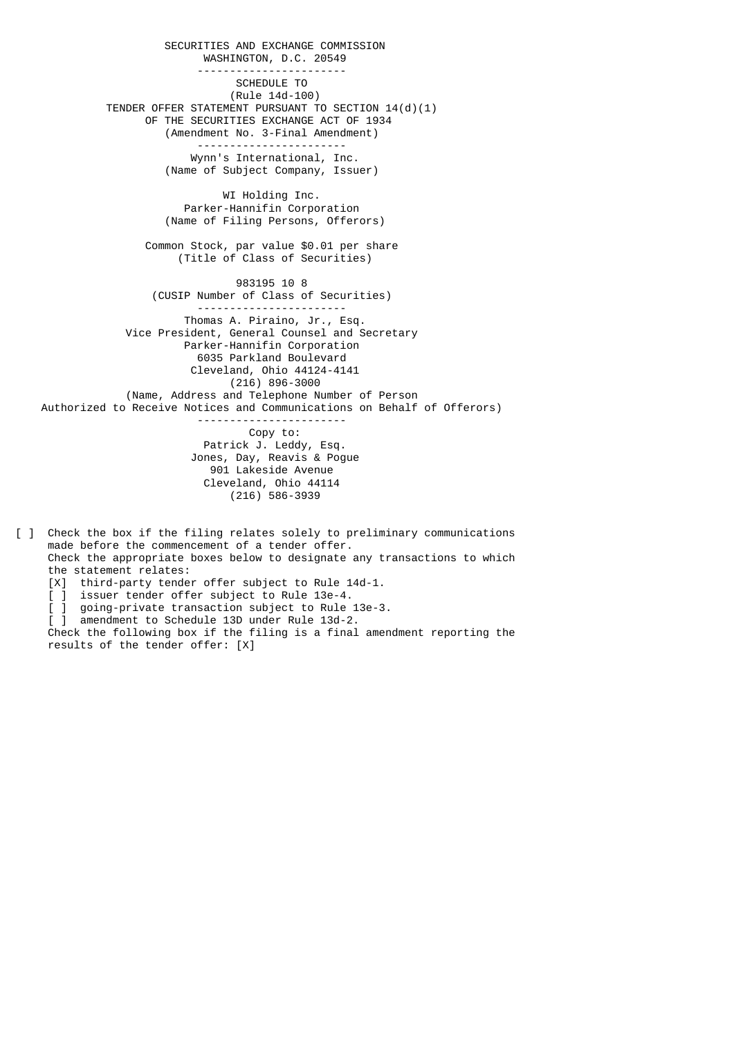SECURITIES AND EXCHANGE COMMISSION
WASHINGTON, D.C. 20549

---

SCHEDULE TO
(Rule 14d-100)
TENDER OFFER STATEMENT PURSUANT TO SECTION 14(d)(1)
OF THE SECURITIES EXCHANGE ACT OF 1934
(Amendment No. 3-Final Amendment)

---

Wynn's International, Inc.
(Name of Subject Company, Issuer)

WI Holding Inc.
Parker-Hannifin Corporation
(Name of Filing Persons, Offerors)

Common Stock, par value $0.01 per share
(Title of Class of Securities)

983195 10 8
(CUSIP Number of Class of Securities)

---

Thomas A. Piraino, Jr., Esq.
Vice President, General Counsel and Secretary
Parker-Hannifin Corporation
6035 Parkland Boulevard
Cleveland, Ohio 44124-4141
(216) 896-3000
(Name, Address and Telephone Number of Person
Authorized to Receive Notices and Communications on Behalf of Offerors)

---

Copy to:
Patrick J. Leddy, Esq.
Jones, Day, Reavis & Pogue
901 Lakeside Avenue
Cleveland, Ohio 44114
(216) 586-3939

[ ] Check the box if the filing relates solely to preliminary communications made before the commencement of a tender offer.

Check the appropriate boxes below to designate any transactions to which the statement relates:

[X] third-party tender offer subject to Rule 14d-1.
[ ] issuer tender offer subject to Rule 13e-4.
[ ] going-private transaction subject to Rule 13e-3.
[ ] amendment to Schedule 13D under Rule 13d-2.

Check the following box if the filing is a final amendment reporting the results of the tender offer: [X]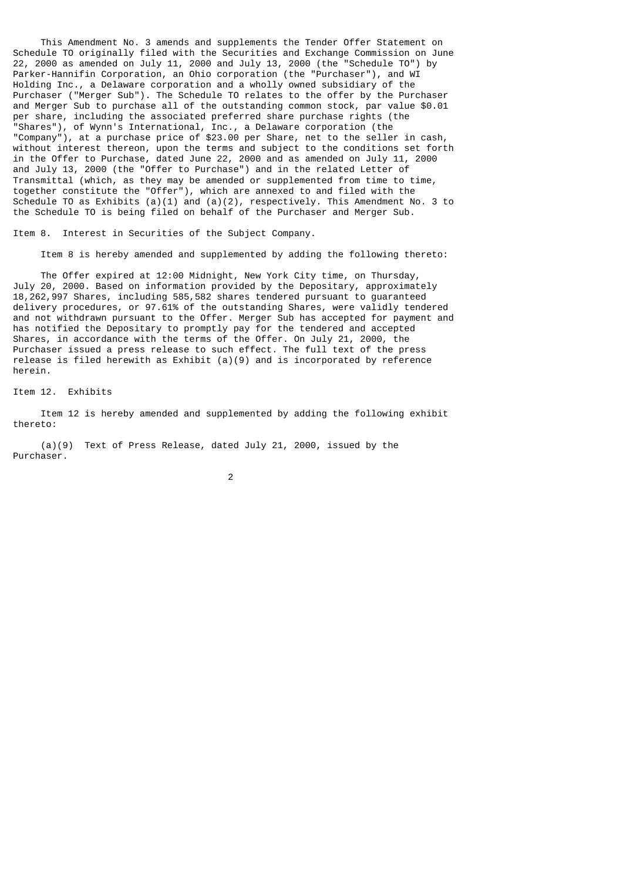This Amendment No. 3 amends and supplements the Tender Offer Statement on Schedule TO originally filed with the Securities and Exchange Commission on June 22, 2000 as amended on July 11, 2000 and July 13, 2000 (the "Schedule TO") by Parker-Hannifin Corporation, an Ohio corporation (the "Purchaser"), and WI Holding Inc., a Delaware corporation and a wholly owned subsidiary of the Purchaser ("Merger Sub"). The Schedule TO relates to the offer by the Purchaser and Merger Sub to purchase all of the outstanding common stock, par value $0.01 per share, including the associated preferred share purchase rights (the "Shares"), of Wynn's International, Inc., a Delaware corporation (the "Company"), at a purchase price of $23.00 per Share, net to the seller in cash, without interest thereon, upon the terms and subject to the conditions set forth in the Offer to Purchase, dated June 22, 2000 and as amended on July 11, 2000 and July 13, 2000 (the "Offer to Purchase") and in the related Letter of Transmittal (which, as they may be amended or supplemented from time to time, together constitute the "Offer"), which are annexed to and filed with the Schedule TO as Exhibits (a)(1) and (a)(2), respectively. This Amendment No. 3 to the Schedule TO is being filed on behalf of the Purchaser and Merger Sub.

Item 8. Interest in Securities of the Subject Company.

Item 8 is hereby amended and supplemented by adding the following thereto:

The Offer expired at 12:00 Midnight, New York City time, on Thursday, July 20, 2000. Based on information provided by the Depositary, approximately 18,262,997 Shares, including 585,582 shares tendered pursuant to guaranteed delivery procedures, or 97.61% of the outstanding Shares, were validly tendered and not withdrawn pursuant to the Offer. Merger Sub has accepted for payment and has notified the Depositary to promptly pay for the tendered and accepted Shares, in accordance with the terms of the Offer. On July 21, 2000, the Purchaser issued a press release to such effect. The full text of the press release is filed herewith as Exhibit (a)(9) and is incorporated by reference herein.

Item 12. Exhibits

Item 12 is hereby amended and supplemented by adding the following exhibit thereto:

(a)(9) Text of Press Release, dated July 21, 2000, issued by the Purchaser.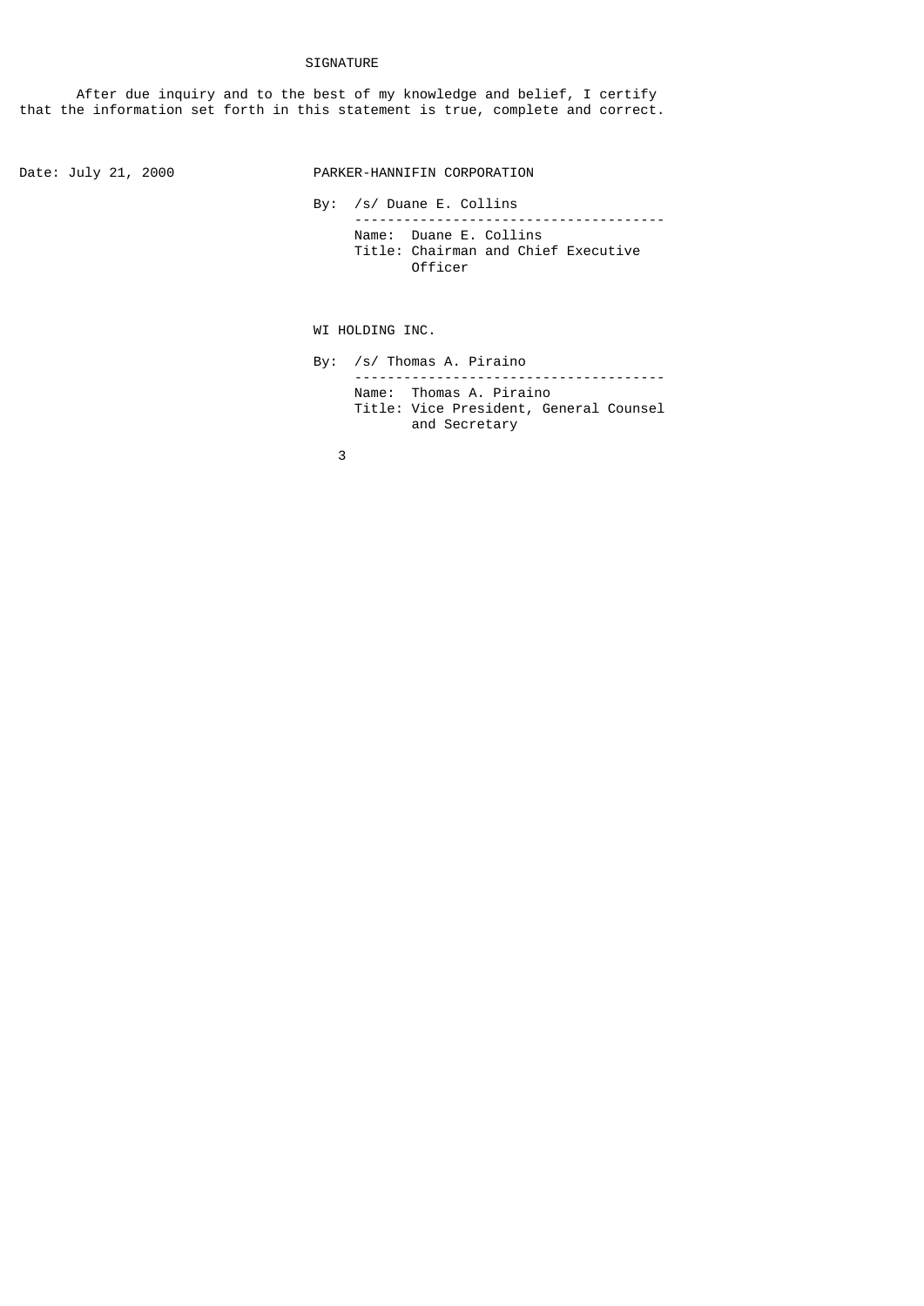## SIGNATURE

After due inquiry and to the best of my knowledge and belief, I certify that the information set forth in this statement is true, complete and correct.

Date: July 21, 2000

PARKER-HANNIFIN CORPORATION

By: /s/ Duane E. Collins

Name: Duane E. Collins
Title: Chairman and Chief Executive Officer

WI HOLDING INC.

By: /s/ Thomas A. Piraino

Name: Thomas A. Piraino
Title: Vice President, General Counsel and Secretary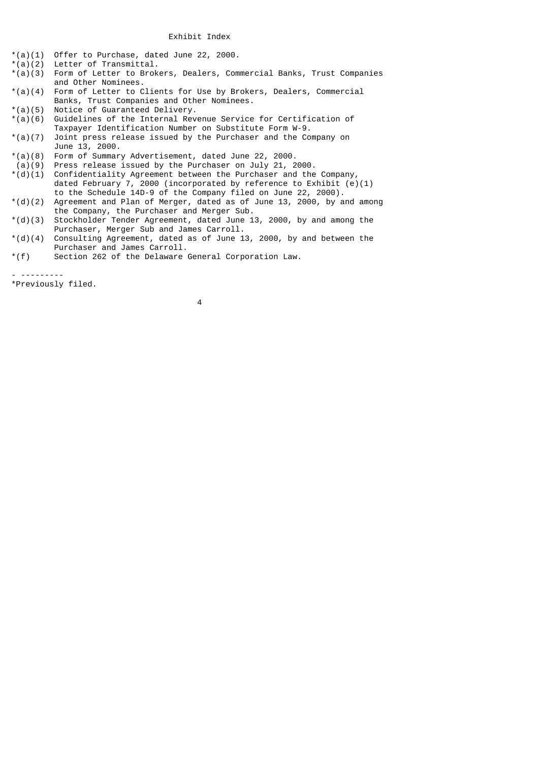# Exhibit Index

| | |
|---|---|
| *(a)(1) | Offer to Purchase, dated June 22, 2000. |
| *(a)(2) | Letter of Transmittal. |
| *(a)(3) | Form of Letter to Brokers, Dealers, Commercial Banks, Trust Companies and Other Nominees. |
| *(a)(4) | Form of Letter to Clients for Use by Brokers, Dealers, Commercial Banks, Trust Companies and Other Nominees. |
| *(a)(5) | Notice of Guaranteed Delivery. |
| *(a)(6) | Guidelines of the Internal Revenue Service for Certification of Taxpayer Identification Number on Substitute Form W-9. |
| *(a)(7) | Joint press release issued by the Purchaser and the Company on June 13, 2000. |
| *(a)(8) | Form of Summary Advertisement, dated June 22, 2000. |
| (a)(9) | Press release issued by the Purchaser on July 21, 2000. |
| *(d)(1) | Confidentiality Agreement between the Purchaser and the Company, dated February 7, 2000 (incorporated by reference to Exhibit (e)(1) to the Schedule 14D-9 of the Company filed on June 22, 2000). |
| *(d)(2) | Agreement and Plan of Merger, dated as of June 13, 2000, by and among the Company, the Purchaser and Merger Sub. |
| *(d)(3) | Stockholder Tender Agreement, dated June 13, 2000, by and among the Purchaser, Merger Sub and James Carroll. |
| *(d)(4) | Consulting Agreement, dated as of June 13, 2000, by and between the Purchaser and James Carroll. |
| *(f) | Section 262 of the Delaware General Corporation Law. |

- ---------

*Previously filed.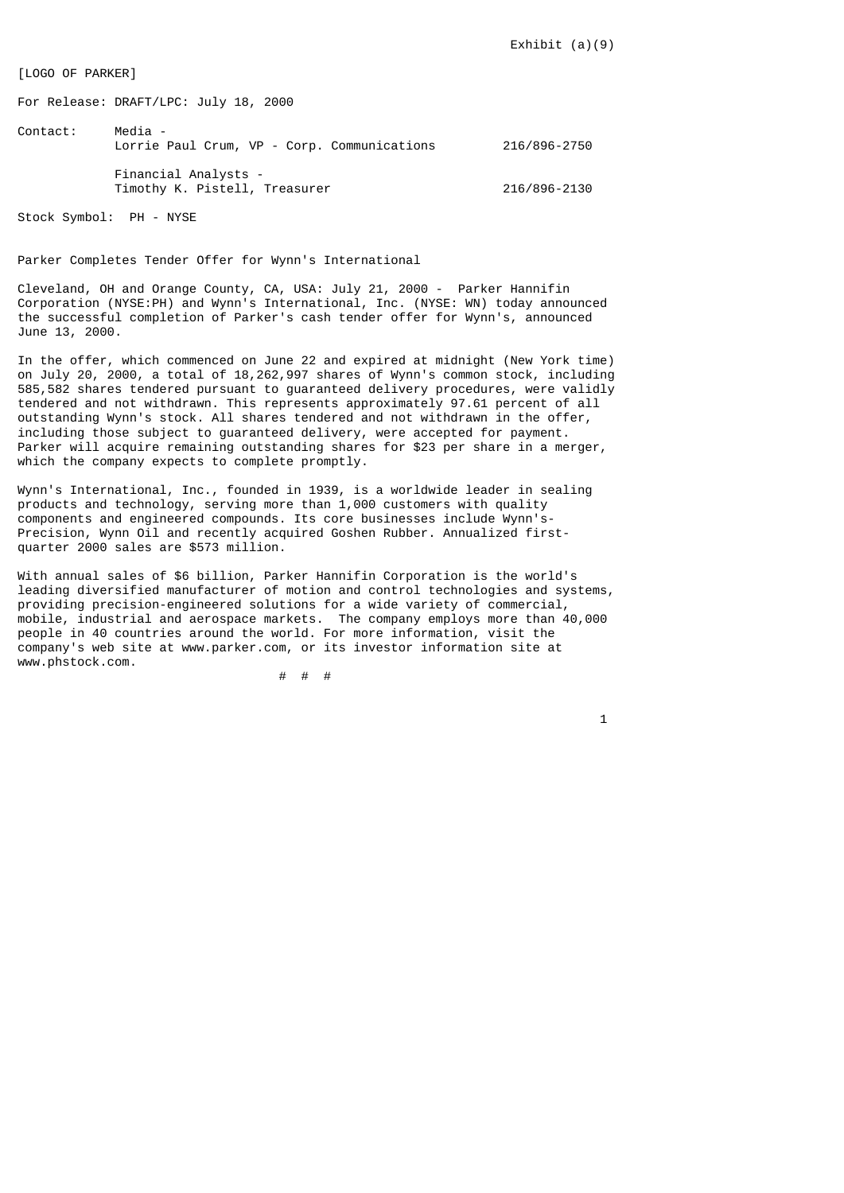Exhibit (a)(9)

[LOGO OF PARKER]

For Release: DRAFT/LPC: July 18, 2000

| | | |
|---|---|---|
| Contact: | Media - Lorrie Paul Crum, VP - Corp. Communications | 216/896-2750 |
| | Financial Analysts - Timothy K. Pistell, Treasurer | 216/896-2130 |

Stock Symbol: PH - NYSE

Parker Completes Tender Offer for Wynn's International

Cleveland, OH and Orange County, CA, USA: July 21, 2000 - Parker Hannifin Corporation (NYSE:PH) and Wynn's International, Inc. (NYSE: WN) today announced the successful completion of Parker's cash tender offer for Wynn's, announced June 13, 2000.

In the offer, which commenced on June 22 and expired at midnight (New York time) on July 20, 2000, a total of 18,262,997 shares of Wynn's common stock, including 585,582 shares tendered pursuant to guaranteed delivery procedures, were validly tendered and not withdrawn. This represents approximately 97.61 percent of all outstanding Wynn's stock. All shares tendered and not withdrawn in the offer, including those subject to guaranteed delivery, were accepted for payment. Parker will acquire remaining outstanding shares for $23 per share in a merger, which the company expects to complete promptly.

Wynn's International, Inc., founded in 1939, is a worldwide leader in sealing products and technology, serving more than 1,000 customers with quality components and engineered compounds. Its core businesses include Wynn's-Precision, Wynn Oil and recently acquired Goshen Rubber. Annualized first-quarter 2000 sales are $573 million.

With annual sales of $6 billion, Parker Hannifin Corporation is the world's leading diversified manufacturer of motion and control technologies and systems, providing precision-engineered solutions for a wide variety of commercial, mobile, industrial and aerospace markets. The company employs more than 40,000 people in 40 countries around the world. For more information, visit the company's web site at www.parker.com, or its investor information site at www.phstock.com.

# # #